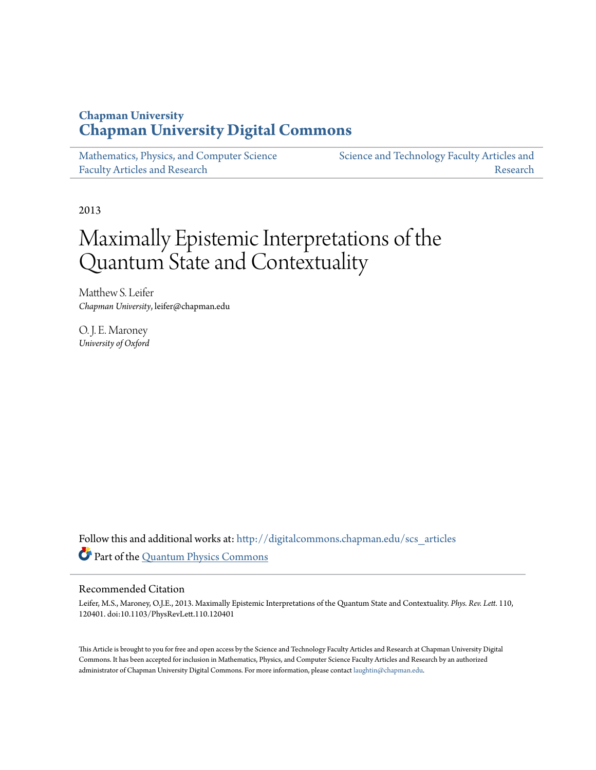Chapman University
# Chapman University Digital Commons

Mathematics, Physics, and Computer Science Faculty Articles and Research

Science and Technology Faculty Articles and Research

2013

# Maximally Epistemic Interpretations of the Quantum State and Contextuality

Matthew S. Leifer
*Chapman University*, leifer@chapman.edu

O. J. E. Maroney
*University of Oxford*

Follow this and additional works at: http://digitalcommons.chapman.edu/scs_articles

Part of the Quantum Physics Commons

## Recommended Citation

Leifer, M.S., Maroney, O.J.E., 2013. Maximally Epistemic Interpretations of the Quantum State and Contextuality. *Phys. Rev. Lett.* 110, 120401. doi:10.1103/PhysRevLett.110.120401

This Article is brought to you for free and open access by the Science and Technology Faculty Articles and Research at Chapman University Digital Commons. It has been accepted for inclusion in Mathematics, Physics, and Computer Science Faculty Articles and Research by an authorized administrator of Chapman University Digital Commons. For more information, please contact laughtin@chapman.edu.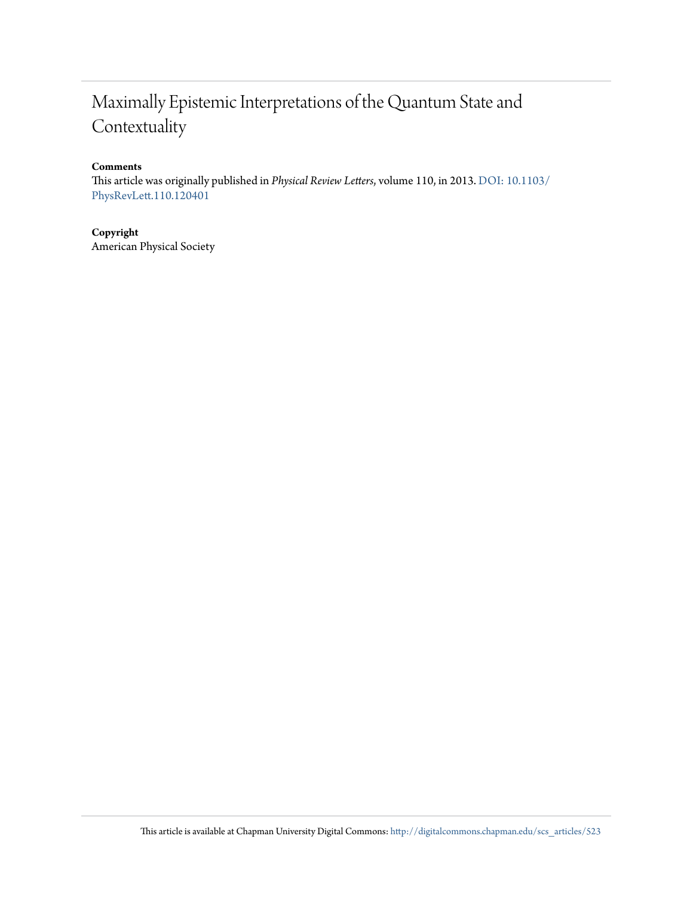# Maximally Epistemic Interpretations of the Quantum State and Contextuality

**Comments**

This article was originally published in *Physical Review Letters*, volume 110, in 2013. DOI: 10.1103/PhysRevLett.110.120401

**Copyright**

American Physical Society

This article is available at Chapman University Digital Commons: http://digitalcommons.chapman.edu/scs_articles/523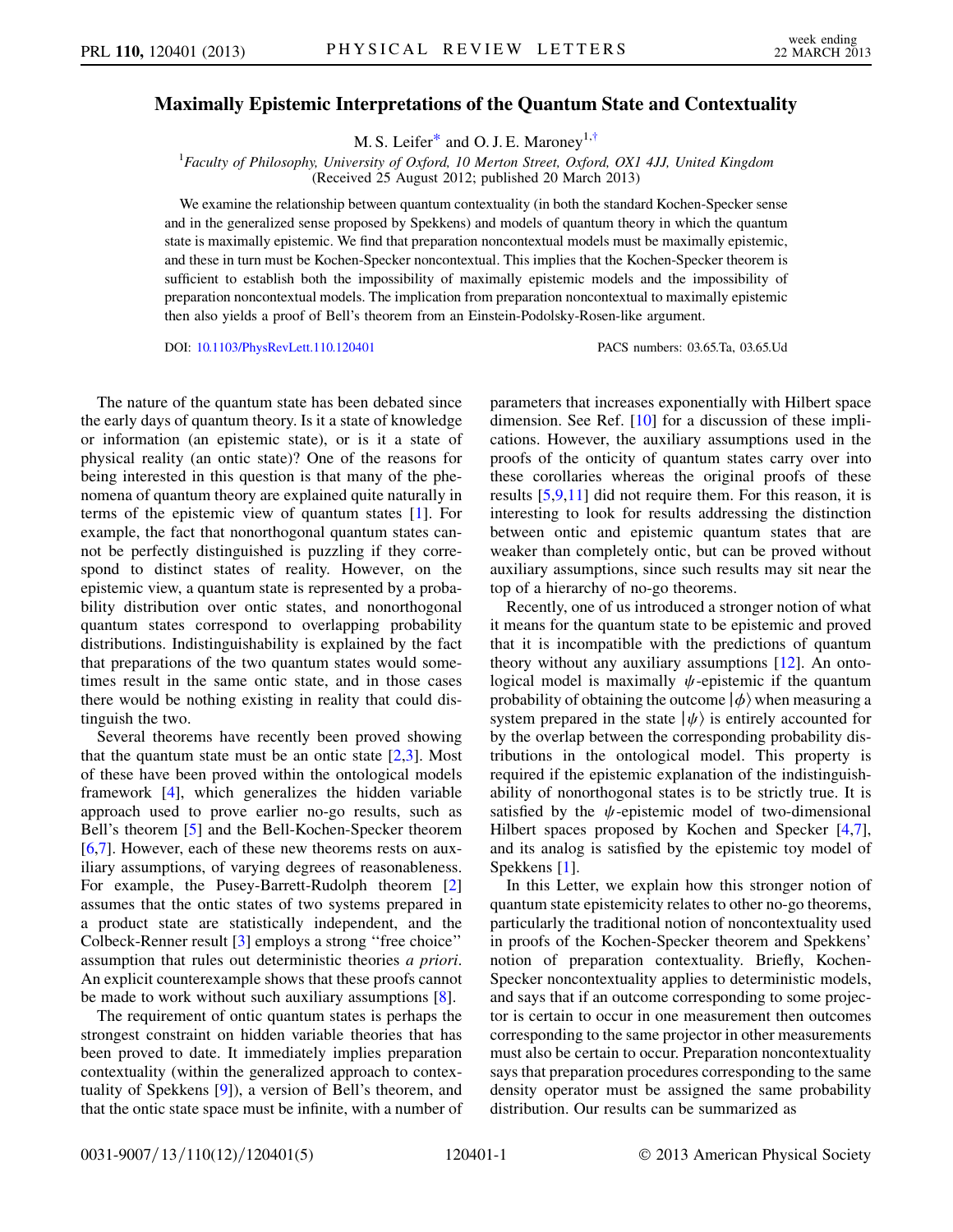# Maximally Epistemic Interpretations of the Quantum State and Contextuality

M. S. Leifer* and O. J. E. Maroney[1,†]

[1]*Faculty of Philosophy, University of Oxford, 10 Merton Street, Oxford, OX1 4JJ, United Kingdom*
(Received 25 August 2012; published 20 March 2013)

We examine the relationship between quantum contextuality (in both the standard Kochen-Specker sense and in the generalized sense proposed by Spekkens) and models of quantum theory in which the quantum state is maximally epistemic. We find that preparation noncontextual models must be maximally epistemic, and these in turn must be Kochen-Specker noncontextual. This implies that the Kochen-Specker theorem is sufficient to establish both the impossibility of maximally epistemic models and the impossibility of preparation noncontextual models. The implication from preparation noncontextual to maximally epistemic then also yields a proof of Bell's theorem from an Einstein-Podolsky-Rosen-like argument.

DOI: 10.1103/PhysRevLett.110.120401 PACS numbers: 03.65.Ta, 03.65.Ud

The nature of the quantum state has been debated since the early days of quantum theory. Is it a state of knowledge or information (an epistemic state), or is it a state of physical reality (an ontic state)? One of the reasons for being interested in this question is that many of the phenomena of quantum theory are explained quite naturally in terms of the epistemic view of quantum states [1]. For example, the fact that nonorthogonal quantum states cannot be perfectly distinguished is puzzling if they correspond to distinct states of reality. However, on the epistemic view, a quantum state is represented by a probability distribution over ontic states, and nonorthogonal quantum states correspond to overlapping probability distributions. Indistinguishability is explained by the fact that preparations of the two quantum states would sometimes result in the same ontic state, and in those cases there would be nothing existing in reality that could distinguish the two.

Several theorems have recently been proved showing that the quantum state must be an ontic state [2,3]. Most of these have been proved within the ontological models framework [4], which generalizes the hidden variable approach used to prove earlier no-go results, such as Bell's theorem [5] and the Bell-Kochen-Specker theorem [6,7]. However, each of these new theorems rests on auxiliary assumptions, of varying degrees of reasonableness. For example, the Pusey-Barrett-Rudolph theorem [2] assumes that the ontic states of two systems prepared in a product state are statistically independent, and the Colbeck-Renner result [3] employs a strong "free choice" assumption that rules out deterministic theories *a priori*. An explicit counterexample shows that these proofs cannot be made to work without such auxiliary assumptions [8].

The requirement of ontic quantum states is perhaps the strongest constraint on hidden variable theories that has been proved to date. It immediately implies preparation contextuality (within the generalized approach to contextuality of Spekkens [9]), a version of Bell's theorem, and that the ontic state space must be infinite, with a number of parameters that increases exponentially with Hilbert space dimension. See Ref. [10] for a discussion of these implications. However, the auxiliary assumptions used in the proofs of the onticity of quantum states carry over into these corollaries whereas the original proofs of these results [5,9,11] did not require them. For this reason, it is interesting to look for results addressing the distinction between ontic and epistemic quantum states that are weaker than completely ontic, but can be proved without auxiliary assumptions, since such results may sit near the top of a hierarchy of no-go theorems.

Recently, one of us introduced a stronger notion of what it means for the quantum state to be epistemic and proved that it is incompatible with the predictions of quantum theory without any auxiliary assumptions [12]. An ontological model is maximally $\psi$-epistemic if the quantum probability of obtaining the outcome $|\phi\rangle$ when measuring a system prepared in the state $|\psi\rangle$ is entirely accounted for by the overlap between the corresponding probability distributions in the ontological model. This property is required if the epistemic explanation of the indistinguishability of nonorthogonal states is to be strictly true. It is satisfied by the $\psi$-epistemic model of two-dimensional Hilbert spaces proposed by Kochen and Specker [4,7], and its analog is satisfied by the epistemic toy model of Spekkens [1].

In this Letter, we explain how this stronger notion of quantum state epistemicity relates to other no-go theorems, particularly the traditional notion of noncontextuality used in proofs of the Kochen-Specker theorem and Spekkens' notion of preparation contextuality. Briefly, Kochen-Specker noncontextuality applies to deterministic models, and says that if an outcome corresponding to some projector is certain to occur in one measurement then outcomes corresponding to the same projector in other measurements must also be certain to occur. Preparation noncontextuality says that preparation procedures corresponding to the same density operator must be assigned the same probability distribution. Our results can be summarized as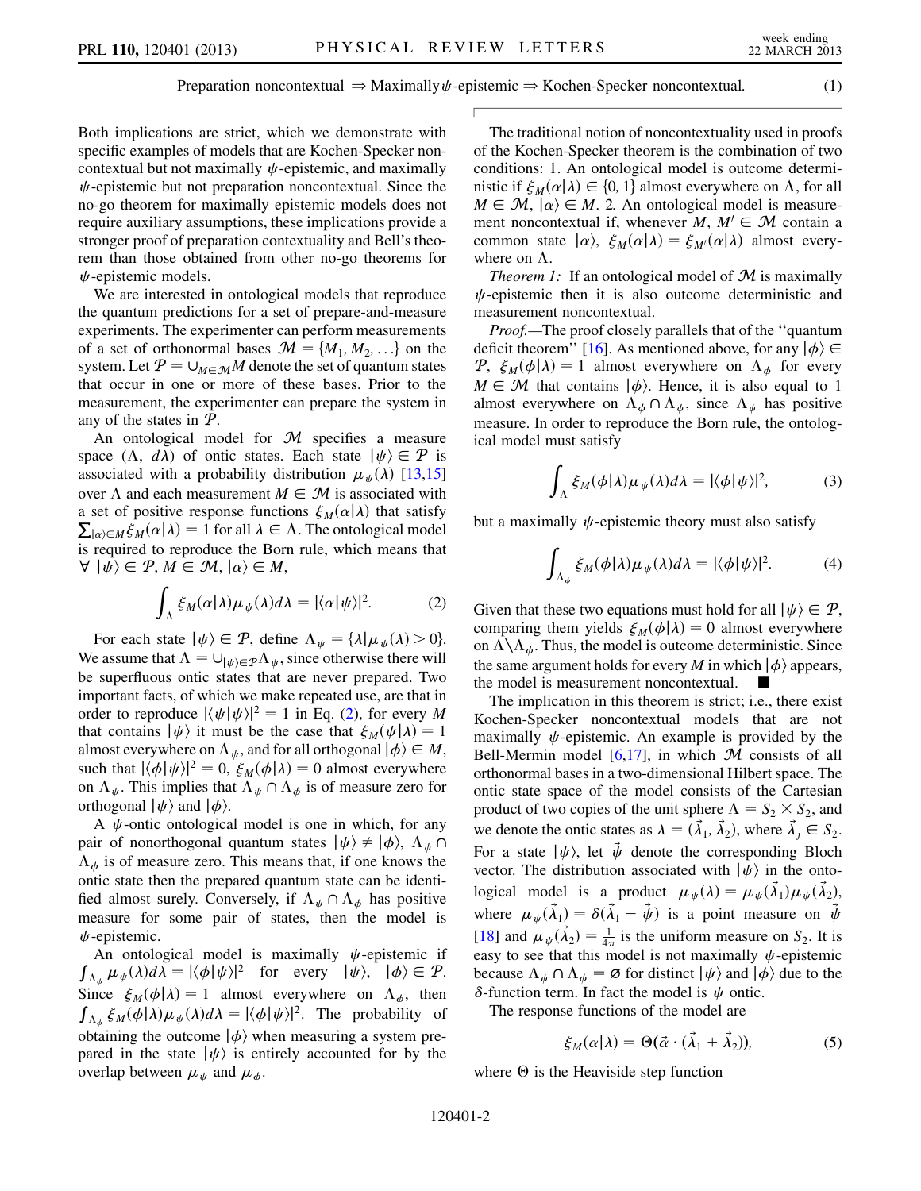$$\text{Preparation noncontextual} \Rightarrow \text{Maximally } \psi\text{-epistemic} \Rightarrow \text{Kochen-Specker noncontextual.} \tag{1}$$

Both implications are strict, which we demonstrate with specific examples of models that are Kochen-Specker noncontextual but not maximally $\psi$-epistemic, and maximally $\psi$-epistemic but not preparation noncontextual. Since the no-go theorem for maximally epistemic models does not require auxiliary assumptions, these implications provide a stronger proof of preparation contextuality and Bell's theorem than those obtained from other no-go theorems for $\psi$-epistemic models.

We are interested in ontological models that reproduce the quantum predictions for a set of prepare-and-measure experiments. The experimenter can perform measurements of a set of orthonormal bases $\mathcal{M} = \{M_1, M_2, \ldots\}$ on the system. Let $\mathcal{P} = \cup_{M \in \mathcal{M}} M$ denote the set of quantum states that occur in one or more of these bases. Prior to the measurement, the experimenter can prepare the system in any of the states in $\mathcal{P}$.

An ontological model for $\mathcal{M}$ specifies a measure space $(\Lambda, d\lambda)$ of ontic states. Each state $|\psi\rangle \in \mathcal{P}$ is associated with a probability distribution $\mu_\psi(\lambda)$ [13,15] over $\Lambda$ and each measurement $M \in \mathcal{M}$ is associated with a set of positive response functions $\xi_M(\alpha|\lambda)$ that satisfy $\sum_{|\alpha\rangle \in M} \xi_M(\alpha|\lambda) = 1$ for all $\lambda \in \Lambda$. The ontological model is required to reproduce the Born rule, which means that $\forall\ |\psi\rangle \in \mathcal{P}, M \in \mathcal{M}, |\alpha\rangle \in M$,

$$\int_\Lambda \xi_M(\alpha|\lambda)\mu_\psi(\lambda)d\lambda = |\langle\alpha|\psi\rangle|^2. \tag{2}$$

For each state $|\psi\rangle \in \mathcal{P}$, define $\Lambda_\psi = \{\lambda|\mu_\psi(\lambda) > 0\}$. We assume that $\Lambda = \cup_{|\psi\rangle \in \mathcal{P}} \Lambda_\psi$, since otherwise there will be superfluous ontic states that are never prepared. Two important facts, of which we make repeated use, are that in order to reproduce $|\langle\psi|\psi\rangle|^2 = 1$ in Eq. (2), for every $M$ that contains $|\psi\rangle$ it must be the case that $\xi_M(\psi|\lambda) = 1$ almost everywhere on $\Lambda_\psi$, and for all orthogonal $|\phi\rangle \in M$, such that $|\langle\phi|\psi\rangle|^2 = 0$, $\xi_M(\phi|\lambda) = 0$ almost everywhere on $\Lambda_\psi$. This implies that $\Lambda_\psi \cap \Lambda_\phi$ is of measure zero for orthogonal $|\psi\rangle$ and $|\phi\rangle$.

A $\psi$-ontic ontological model is one in which, for any pair of nonorthogonal quantum states $|\psi\rangle \neq |\phi\rangle$, $\Lambda_\psi \cap \Lambda_\phi$ is of measure zero. This means that, if one knows the ontic state then the prepared quantum state can be identified almost surely. Conversely, if $\Lambda_\psi \cap \Lambda_\phi$ has positive measure for some pair of states, then the model is $\psi$-epistemic.

An ontological model is maximally $\psi$-epistemic if $\int_{\Lambda_\phi} \mu_\psi(\lambda)d\lambda = |\langle\phi|\psi\rangle|^2$ for every $|\psi\rangle$, $|\phi\rangle \in \mathcal{P}$. Since $\xi_M(\phi|\lambda) = 1$ almost everywhere on $\Lambda_\phi$, then $\int_{\Lambda_\phi} \xi_M(\phi|\lambda)\mu_\psi(\lambda)d\lambda = |\langle\phi|\psi\rangle|^2$. The probability of obtaining the outcome $|\phi\rangle$ when measuring a system prepared in the state $|\psi\rangle$ is entirely accounted for by the overlap between $\mu_\psi$ and $\mu_\phi$.

The traditional notion of noncontextuality used in proofs of the Kochen-Specker theorem is the combination of two conditions: 1. An ontological model is outcome deterministic if $\xi_M(\alpha|\lambda) \in \{0, 1\}$ almost everywhere on $\Lambda$, for all $M \in \mathcal{M}$, $|\alpha\rangle \in M$. 2. An ontological model is measurement noncontextual if, whenever $M, M' \in \mathcal{M}$ contain a common state $|\alpha\rangle$, $\xi_M(\alpha|\lambda) = \xi_{M'}(\alpha|\lambda)$ almost everywhere on $\Lambda$.

*Theorem 1:* If an ontological model of $\mathcal{M}$ is maximally $\psi$-epistemic then it is also outcome deterministic and measurement noncontextual.

*Proof.*—The proof closely parallels that of the "quantum deficit theorem" [16]. As mentioned above, for any $|\phi\rangle \in \mathcal{P}$, $\xi_M(\phi|\lambda) = 1$ almost everywhere on $\Lambda_\phi$ for every $M \in \mathcal{M}$ that contains $|\phi\rangle$. Hence, it is also equal to 1 almost everywhere on $\Lambda_\phi \cap \Lambda_\psi$, since $\Lambda_\psi$ has positive measure. In order to reproduce the Born rule, the ontological model must satisfy

$$\int_\Lambda \xi_M(\phi|\lambda)\mu_\psi(\lambda)d\lambda = |\langle\phi|\psi\rangle|^2, \tag{3}$$

but a maximally $\psi$-epistemic theory must also satisfy

$$\int_{\Lambda_\phi} \xi_M(\phi|\lambda)\mu_\psi(\lambda)d\lambda = |\langle\phi|\psi\rangle|^2. \tag{4}$$

Given that these two equations must hold for all $|\psi\rangle \in \mathcal{P}$, comparing them yields $\xi_M(\phi|\lambda) = 0$ almost everywhere on $\Lambda\backslash\Lambda_\phi$. Thus, the model is outcome deterministic. Since the same argument holds for every $M$ in which $|\phi\rangle$ appears, the model is measurement noncontextual. ■

The implication in this theorem is strict; i.e., there exist Kochen-Specker noncontextual models that are not maximally $\psi$-epistemic. An example is provided by the Bell-Mermin model [6,17], in which $\mathcal{M}$ consists of all orthonormal bases in a two-dimensional Hilbert space. The ontic state space of the model consists of the Cartesian product of two copies of the unit sphere $\Lambda = S_2 \times S_2$, and we denote the ontic states as $\lambda = (\vec{\lambda}_1, \vec{\lambda}_2)$, where $\vec{\lambda}_j \in S_2$. For a state $|\psi\rangle$, let $\vec{\psi}$ denote the corresponding Bloch vector. The distribution associated with $|\psi\rangle$ in the ontological model is a product $\mu_\psi(\lambda) = \mu_\psi(\vec{\lambda}_1)\mu_\psi(\vec{\lambda}_2)$, where $\mu_\psi(\vec{\lambda}_1) = \delta(\vec{\lambda}_1 - \vec{\psi})$ is a point measure on $\vec{\psi}$ [18] and $\mu_\psi(\vec{\lambda}_2) = \frac{1}{4\pi}$ is the uniform measure on $S_2$. It is easy to see that this model is not maximally $\psi$-epistemic because $\Lambda_\psi \cap \Lambda_\phi = \varnothing$ for distinct $|\psi\rangle$ and $|\phi\rangle$ due to the $\delta$-function term. In fact the model is $\psi$ ontic.

The response functions of the model are

$$\xi_M(\alpha|\lambda) = \Theta(\vec{\alpha} \cdot (\vec{\lambda}_1 + \vec{\lambda}_2)), \tag{5}$$

where $\Theta$ is the Heaviside step function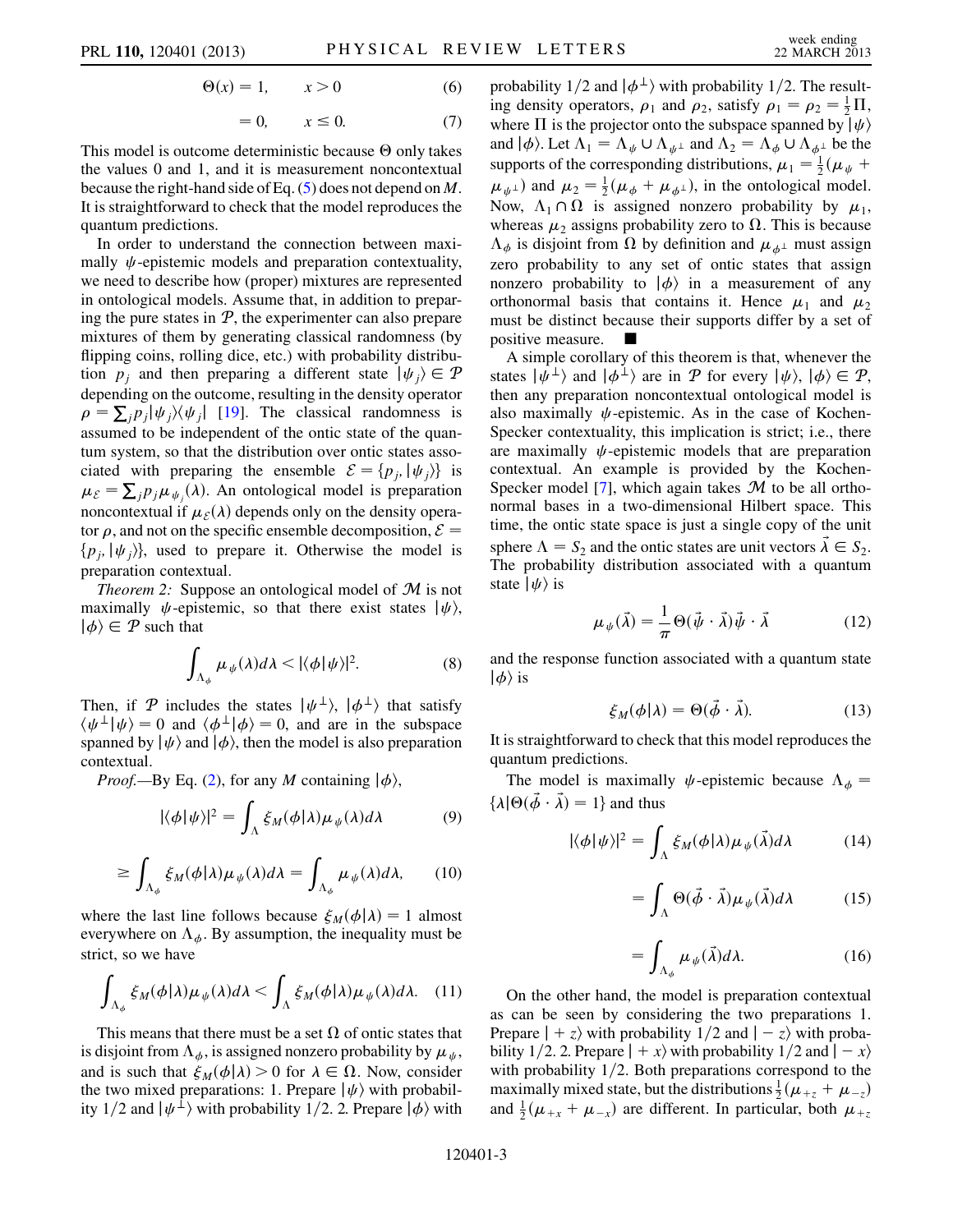$$\Theta(x) = 1, \qquad x > 0 \tag{6}$$

$$= 0, \qquad x \leq 0. \tag{7}$$

This model is outcome deterministic because $\Theta$ only takes the values 0 and 1, and it is measurement noncontextual because the right-hand side of Eq. (5) does not depend on $M$. It is straightforward to check that the model reproduces the quantum predictions.

In order to understand the connection between maximally $\psi$-epistemic models and preparation contextuality, we need to describe how (proper) mixtures are represented in ontological models. Assume that, in addition to preparing the pure states in $\mathcal{P}$, the experimenter can also prepare mixtures of them by generating classical randomness (by flipping coins, rolling dice, etc.) with probability distribution $p_j$ and then preparing a different state $|\psi_j\rangle \in \mathcal{P}$ depending on the outcome, resulting in the density operator $\rho = \sum_j p_j |\psi_j\rangle\langle\psi_j|$ [19]. The classical randomness is assumed to be independent of the ontic state of the quantum system, so that the distribution over ontic states associated with preparing the ensemble $\mathcal{E} = \{p_j, |\psi_j\rangle\}$ is $\mu_{\mathcal{E}} = \sum_j p_j \mu_{\psi_j}(\lambda)$. An ontological model is preparation noncontextual if $\mu_{\mathcal{E}}(\lambda)$ depends only on the density operator $\rho$, and not on the specific ensemble decomposition, $\mathcal{E} = \{p_j, |\psi_j\rangle\}$, used to prepare it. Otherwise the model is preparation contextual.

*Theorem 2:* Suppose an ontological model of $\mathcal{M}$ is not maximally $\psi$-epistemic, so that there exist states $|\psi\rangle$, $|\phi\rangle \in \mathcal{P}$ such that

$$\int_{\Lambda_\phi} \mu_\psi(\lambda) d\lambda < |\langle\phi|\psi\rangle|^2. \tag{8}$$

Then, if $\mathcal{P}$ includes the states $|\psi^\perp\rangle$, $|\phi^\perp\rangle$ that satisfy $\langle\psi^\perp|\psi\rangle = 0$ and $\langle\phi^\perp|\phi\rangle = 0$, and are in the subspace spanned by $|\psi\rangle$ and $|\phi\rangle$, then the model is also preparation contextual.

*Proof.*—By Eq. (2), for any $M$ containing $|\phi\rangle$,

$$|\langle\phi|\psi\rangle|^2 = \int_\Lambda \xi_M(\phi|\lambda)\mu_\psi(\lambda)d\lambda \tag{9}$$

$$\geq \int_{\Lambda_\phi} \xi_M(\phi|\lambda)\mu_\psi(\lambda)d\lambda = \int_{\Lambda_\phi} \mu_\psi(\lambda)d\lambda, \tag{10}$$

where the last line follows because $\xi_M(\phi|\lambda) = 1$ almost everywhere on $\Lambda_\phi$. By assumption, the inequality must be strict, so we have

$$\int_{\Lambda_\phi} \xi_M(\phi|\lambda)\mu_\psi(\lambda)d\lambda < \int_\Lambda \xi_M(\phi|\lambda)\mu_\psi(\lambda)d\lambda. \tag{11}$$

This means that there must be a set $\Omega$ of ontic states that is disjoint from $\Lambda_\phi$, is assigned nonzero probability by $\mu_\psi$, and is such that $\xi_M(\phi|\lambda) > 0$ for $\lambda \in \Omega$. Now, consider the two mixed preparations: 1. Prepare $|\psi\rangle$ with probability 1/2 and $|\psi^\perp\rangle$ with probability 1/2. 2. Prepare $|\phi\rangle$ with probability 1/2 and $|\phi^\perp\rangle$ with probability 1/2. The resulting density operators, $\rho_1$ and $\rho_2$, satisfy $\rho_1 = \rho_2 = \frac{1}{2}\Pi$, where $\Pi$ is the projector onto the subspace spanned by $|\psi\rangle$ and $|\phi\rangle$. Let $\Lambda_1 = \Lambda_\psi \cup \Lambda_{\psi^\perp}$ and $\Lambda_2 = \Lambda_\phi \cup \Lambda_{\phi^\perp}$ be the supports of the corresponding distributions, $\mu_1 = \frac{1}{2}(\mu_\psi + \mu_{\psi^\perp})$ and $\mu_2 = \frac{1}{2}(\mu_\phi + \mu_{\phi^\perp})$, in the ontological model. Now, $\Lambda_1 \cap \Omega$ is assigned nonzero probability by $\mu_1$, whereas $\mu_2$ assigns probability zero to $\Omega$. This is because $\Lambda_\phi$ is disjoint from $\Omega$ by definition and $\mu_{\phi^\perp}$ must assign zero probability to any set of ontic states that assign nonzero probability to $|\phi\rangle$ in a measurement of any orthonormal basis that contains it. Hence $\mu_1$ and $\mu_2$ must be distinct because their supports differ by a set of positive measure. ■

A simple corollary of this theorem is that, whenever the states $|\psi^\perp\rangle$ and $|\phi^\perp\rangle$ are in $\mathcal{P}$ for every $|\psi\rangle$, $|\phi\rangle \in \mathcal{P}$, then any preparation noncontextual ontological model is also maximally $\psi$-epistemic. As in the case of Kochen-Specker contextuality, this implication is strict; i.e., there are maximally $\psi$-epistemic models that are preparation contextual. An example is provided by the Kochen-Specker model [7], which again takes $\mathcal{M}$ to be all orthonormal bases in a two-dimensional Hilbert space. This time, the ontic state space is just a single copy of the unit sphere $\Lambda = S_2$ and the ontic states are unit vectors $\vec{\lambda} \in S_2$. The probability distribution associated with a quantum state $|\psi\rangle$ is

$$\mu_\psi(\vec{\lambda}) = \frac{1}{\pi}\Theta(\vec{\psi}\cdot\vec{\lambda})\vec{\psi}\cdot\vec{\lambda} \tag{12}$$

and the response function associated with a quantum state $|\phi\rangle$ is

$$\xi_M(\phi|\lambda) = \Theta(\vec{\phi}\cdot\vec{\lambda}). \tag{13}$$

It is straightforward to check that this model reproduces the quantum predictions.

The model is maximally $\psi$-epistemic because $\Lambda_\phi = \{\lambda|\Theta(\vec{\phi}\cdot\vec{\lambda}) = 1\}$ and thus

$$|\langle\phi|\psi\rangle|^2 = \int_\Lambda \xi_M(\phi|\lambda)\mu_\psi(\vec{\lambda})d\lambda \tag{14}$$

$$= \int_\Lambda \Theta(\vec{\phi}\cdot\vec{\lambda})\mu_\psi(\vec{\lambda})d\lambda \tag{15}$$

$$= \int_{\Lambda_\phi} \mu_\psi(\vec{\lambda})d\lambda. \tag{16}$$

On the other hand, the model is preparation contextual as can be seen by considering the two preparations 1. Prepare $|+z\rangle$ with probability 1/2 and $|-z\rangle$ with probability 1/2. 2. Prepare $|+x\rangle$ with probability 1/2 and $|-x\rangle$ with probability 1/2. Both preparations correspond to the maximally mixed state, but the distributions $\frac{1}{2}(\mu_{+z} + \mu_{-z})$ and $\frac{1}{2}(\mu_{+x} + \mu_{-x})$ are different. In particular, both $\mu_{+z}$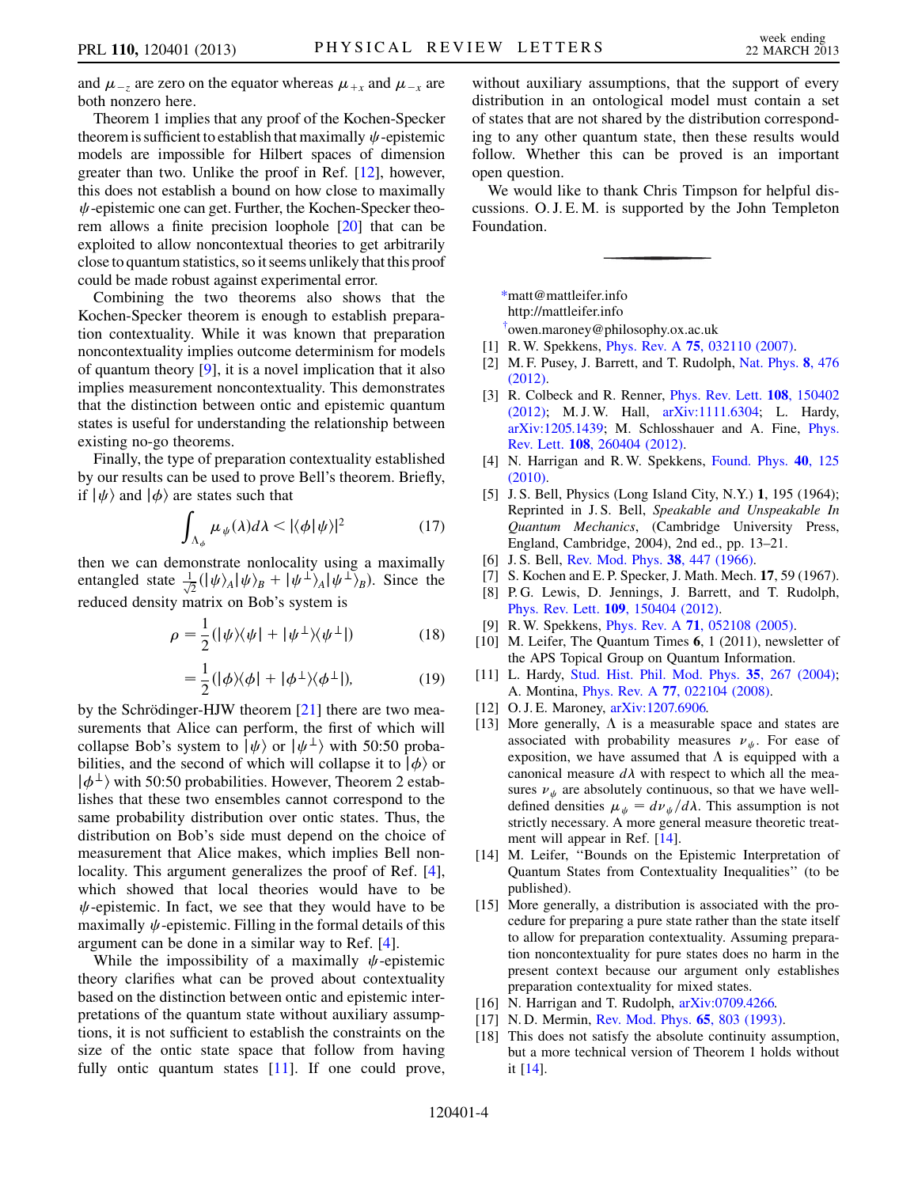and $\mu_{-z}$ are zero on the equator whereas $\mu_{+x}$ and $\mu_{-x}$ are both nonzero here.

Theorem 1 implies that any proof of the Kochen-Specker theorem is sufficient to establish that maximally $\psi$-epistemic models are impossible for Hilbert spaces of dimension greater than two. Unlike the proof in Ref. [12], however, this does not establish a bound on how close to maximally $\psi$-epistemic one can get. Further, the Kochen-Specker theorem allows a finite precision loophole [20] that can be exploited to allow noncontextual theories to get arbitrarily close to quantum statistics, so it seems unlikely that this proof could be made robust against experimental error.

Combining the two theorems also shows that the Kochen-Specker theorem is enough to establish preparation contextuality. While it was known that preparation noncontextuality implies outcome determinism for models of quantum theory [9], it is a novel implication that it also implies measurement noncontextuality. This demonstrates that the distinction between ontic and epistemic quantum states is useful for understanding the relationship between existing no-go theorems.

Finally, the type of preparation contextuality established by our results can be used to prove Bell's theorem. Briefly, if $|\psi\rangle$ and $|\phi\rangle$ are states such that

$$\int_{\Lambda_\phi} \mu_\psi(\lambda)d\lambda < |\langle\phi|\psi\rangle|^2 \tag{17}$$

then we can demonstrate nonlocality using a maximally entangled state $\frac{1}{\sqrt{2}}(|\psi\rangle_A|\psi\rangle_B + |\psi^\perp\rangle_A|\psi^\perp\rangle_B)$. Since the reduced density matrix on Bob's system is

$$\rho = \frac{1}{2}(|\psi\rangle\langle\psi| + |\psi^\perp\rangle\langle\psi^\perp|) \tag{18}$$

$$= \frac{1}{2}(|\phi\rangle\langle\phi| + |\phi^\perp\rangle\langle\phi^\perp|), \tag{19}$$

by the Schrödinger-HJW theorem [21] there are two measurements that Alice can perform, the first of which will collapse Bob's system to $|\psi\rangle$ or $|\psi^\perp\rangle$ with 50:50 probabilities, and the second of which will collapse it to $|\phi\rangle$ or $|\phi^\perp\rangle$ with 50:50 probabilities. However, Theorem 2 establishes that these two ensembles cannot correspond to the same probability distribution over ontic states. Thus, the distribution on Bob's side must depend on the choice of measurement that Alice makes, which implies Bell nonlocality. This argument generalizes the proof of Ref. [4], which showed that local theories would have to be $\psi$-epistemic. In fact, we see that they would have to be maximally $\psi$-epistemic. Filling in the formal details of this argument can be done in a similar way to Ref. [4].

While the impossibility of a maximally $\psi$-epistemic theory clarifies what can be proved about contextuality based on the distinction between ontic and epistemic interpretations of the quantum state without auxiliary assumptions, it is not sufficient to establish the constraints on the size of the ontic state space that follow from having fully ontic quantum states [11]. If one could prove, without auxiliary assumptions, that the support of every distribution in an ontological model must contain a set of states that are not shared by the distribution corresponding to any other quantum state, then these results would follow. Whether this can be proved is an important open question.

We would like to thank Chris Timpson for helpful discussions. O. J. E. M. is supported by the John Templeton Foundation.

---

*matt@mattleifer.info
http://mattleifer.info

†owen.maroney@philosophy.ox.ac.uk

[1] R. W. Spekkens, Phys. Rev. A **75**, 032110 (2007).

[2] M. F. Pusey, J. Barrett, and T. Rudolph, Nat. Phys. **8**, 476 (2012).

[3] R. Colbeck and R. Renner, Phys. Rev. Lett. **108**, 150402 (2012); M. J. W. Hall, arXiv:1111.6304; L. Hardy, arXiv:1205.1439; M. Schlosshauer and A. Fine, Phys. Rev. Lett. **108**, 260404 (2012).

[4] N. Harrigan and R. W. Spekkens, Found. Phys. **40**, 125 (2010).

[5] J. S. Bell, Physics (Long Island City, N.Y.) **1**, 195 (1964); Reprinted in J. S. Bell, *Speakable and Unspeakable In Quantum Mechanics*, (Cambridge University Press, England, Cambridge, 2004), 2nd ed., pp. 13–21.

[6] J. S. Bell, Rev. Mod. Phys. **38**, 447 (1966).

[7] S. Kochen and E. P. Specker, J. Math. Mech. **17**, 59 (1967).

[8] P. G. Lewis, D. Jennings, J. Barrett, and T. Rudolph, Phys. Rev. Lett. **109**, 150404 (2012).

[9] R. W. Spekkens, Phys. Rev. A **71**, 052108 (2005).

[10] M. Leifer, The Quantum Times **6**, 1 (2011), newsletter of the APS Topical Group on Quantum Information.

[11] L. Hardy, Stud. Hist. Phil. Mod. Phys. **35**, 267 (2004); A. Montina, Phys. Rev. A **77**, 022104 (2008).

[12] O. J. E. Maroney, arXiv:1207.6906.

[13] More generally, $\Lambda$ is a measurable space and states are associated with probability measures $\nu_\psi$. For ease of exposition, we have assumed that $\Lambda$ is equipped with a canonical measure $d\lambda$ with respect to which all the measures $\nu_\psi$ are absolutely continuous, so that we have well-defined densities $\mu_\psi = d\nu_\psi/d\lambda$. This assumption is not strictly necessary. A more general measure theoretic treatment will appear in Ref. [14].

[14] M. Leifer, "Bounds on the Epistemic Interpretation of Quantum States from Contextuality Inequalities" (to be published).

[15] More generally, a distribution is associated with the procedure for preparing a pure state rather than the state itself to allow for preparation contextuality. Assuming preparation noncontextuality for pure states does no harm in the present context because our argument only establishes preparation contextuality for mixed states.

[16] N. Harrigan and T. Rudolph, arXiv:0709.4266.

[17] N. D. Mermin, Rev. Mod. Phys. **65**, 803 (1993).

[18] This does not satisfy the absolute continuity assumption, but a more technical version of Theorem 1 holds without it [14].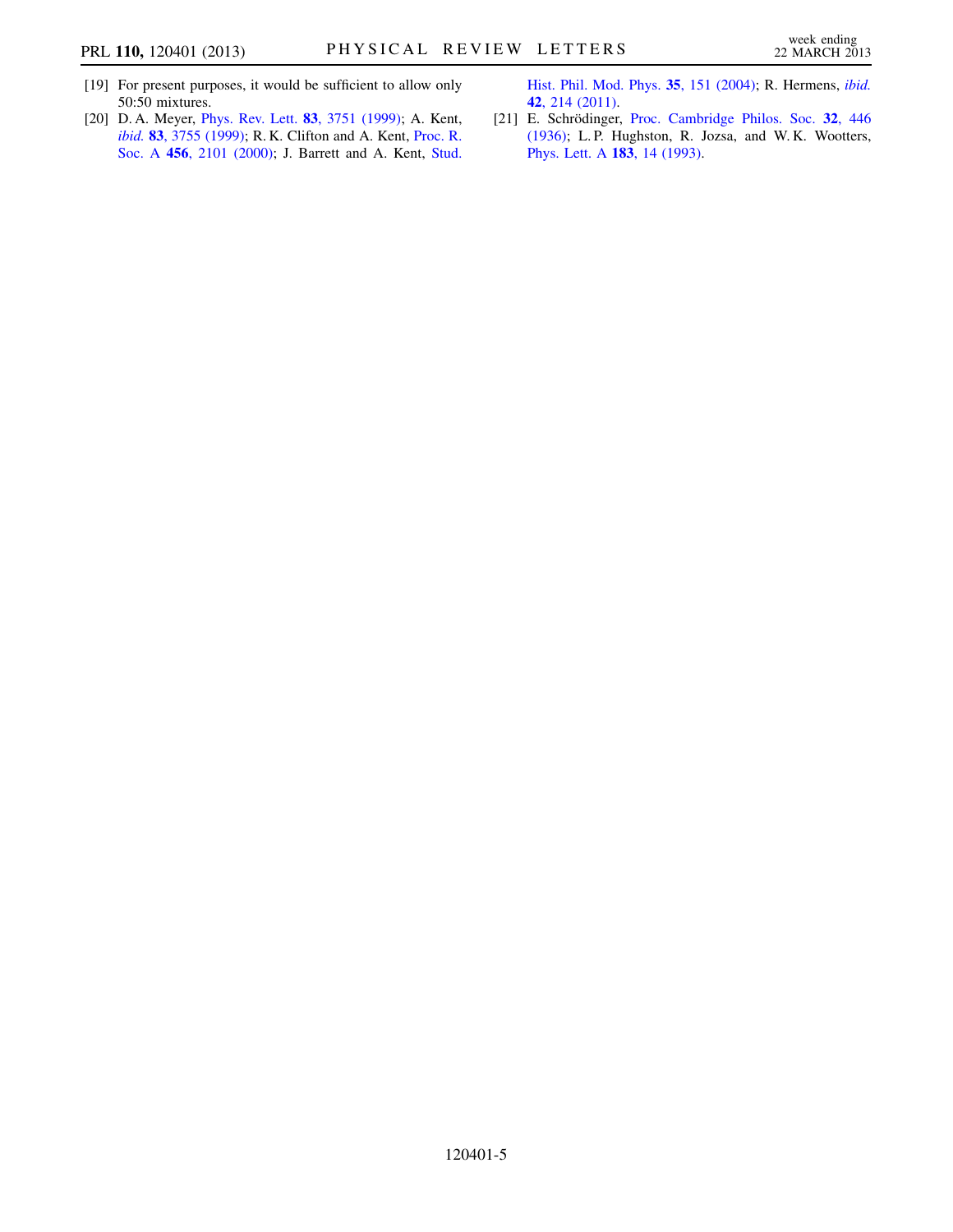[19] For present purposes, it would be sufficient to allow only 50:50 mixtures.

[20] D. A. Meyer, Phys. Rev. Lett. **83**, 3751 (1999); A. Kent, *ibid.* **83**, 3755 (1999); R. K. Clifton and A. Kent, Proc. R. Soc. A **456**, 2101 (2000); J. Barrett and A. Kent, Stud. Hist. Phil. Mod. Phys. **35**, 151 (2004); R. Hermens, *ibid.* **42**, 214 (2011).

[21] E. Schrödinger, Proc. Cambridge Philos. Soc. **32**, 446 (1936); L. P. Hughston, R. Jozsa, and W. K. Wootters, Phys. Lett. A **183**, 14 (1993).